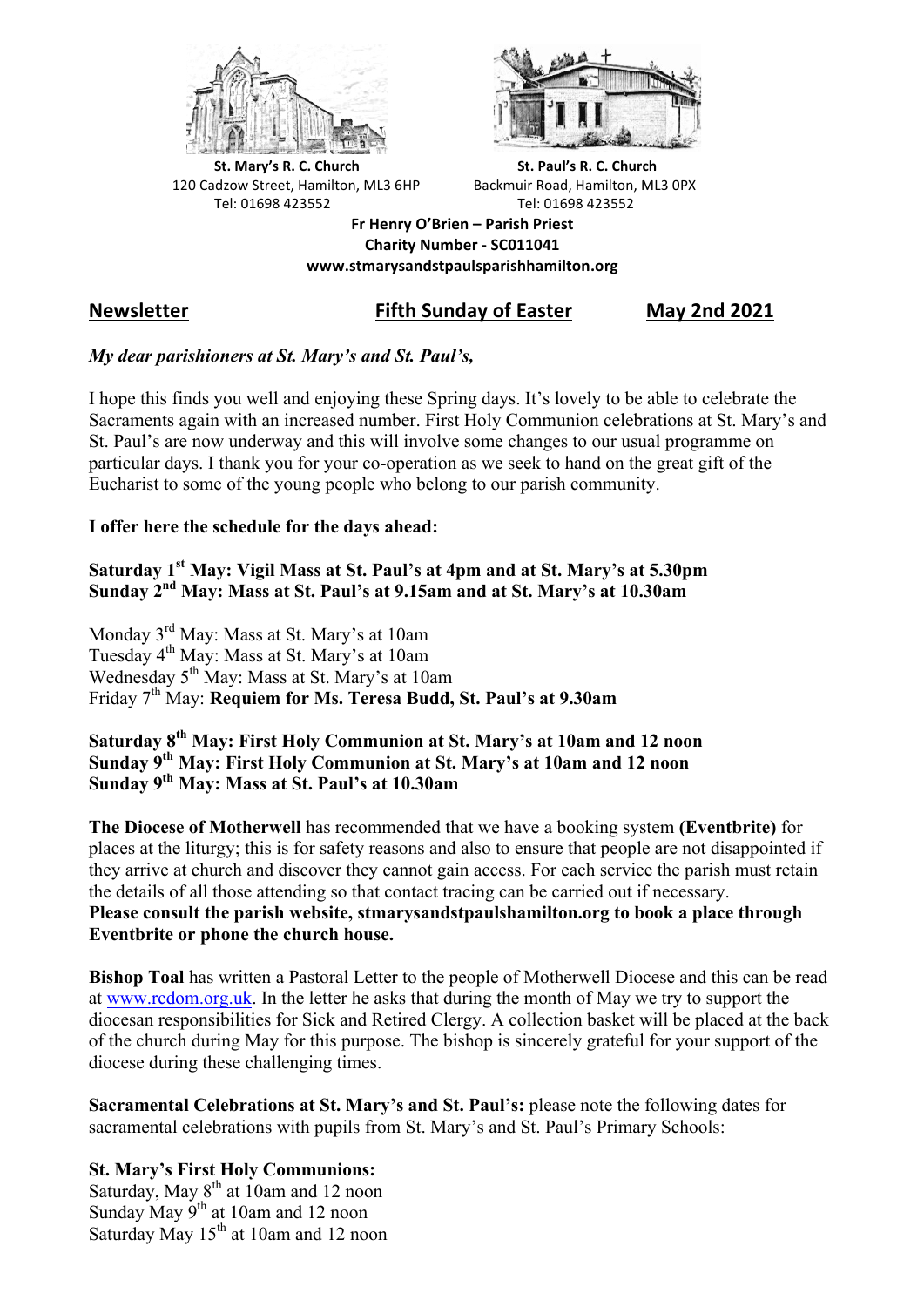St. Mary's R. C. Church
120 Cadzow Street, Hamilton, ML3 6HP
Tel: 01698 423552

St. Paul's R. C. Church
Backmuir Road, Hamilton, ML3 0PX
Tel: 01698 423552

**Fr Henry O'Brien – Parish Priest**
**Charity Number - SC011041**
**www.stmarysandstpaulsparishhamilton.org**

## Newsletter — Fifth Sunday of Easter — May 2nd 2021

*My dear parishioners at St. Mary's and St. Paul's,*

I hope this finds you well and enjoying these Spring days. It's lovely to be able to celebrate the Sacraments again with an increased number. First Holy Communion celebrations at St. Mary's and St. Paul's are now underway and this will involve some changes to our usual programme on particular days. I thank you for your co-operation as we seek to hand on the great gift of the Eucharist to some of the young people who belong to our parish community.

**I offer here the schedule for the days ahead:**

**Saturday 1st May: Vigil Mass at St. Paul's at 4pm and at St. Mary's at 5.30pm**
**Sunday 2nd May: Mass at St. Paul's at 9.15am and at St. Mary's at 10.30am**

Monday 3rd May: Mass at St. Mary's at 10am
Tuesday 4th May: Mass at St. Mary's at 10am
Wednesday 5th May: Mass at St. Mary's at 10am
Friday 7th May: **Requiem for Ms. Teresa Budd, St. Paul's at 9.30am**

**Saturday 8th May: First Holy Communion at St. Mary's at 10am and 12 noon**
**Sunday 9th May: First Holy Communion at St. Mary's at 10am and 12 noon**
**Sunday 9th May: Mass at St. Paul's at 10.30am**

**The Diocese of Motherwell** has recommended that we have a booking system **(Eventbrite)** for places at the liturgy; this is for safety reasons and also to ensure that people are not disappointed if they arrive at church and discover they cannot gain access. For each service the parish must retain the details of all those attending so that contact tracing can be carried out if necessary.
**Please consult the parish website, stmarysandstpaulshamilton.org to book a place through Eventbrite or phone the church house.**

**Bishop Toal** has written a Pastoral Letter to the people of Motherwell Diocese and this can be read at www.rcdom.org.uk. In the letter he asks that during the month of May we try to support the diocesan responsibilities for Sick and Retired Clergy. A collection basket will be placed at the back of the church during May for this purpose. The bishop is sincerely grateful for your support of the diocese during these challenging times.

**Sacramental Celebrations at St. Mary's and St. Paul's:** please note the following dates for sacramental celebrations with pupils from St. Mary's and St. Paul's Primary Schools:

**St. Mary's First Holy Communions:**
Saturday, May 8th at 10am and 12 noon
Sunday May 9th at 10am and 12 noon
Saturday May 15th at 10am and 12 noon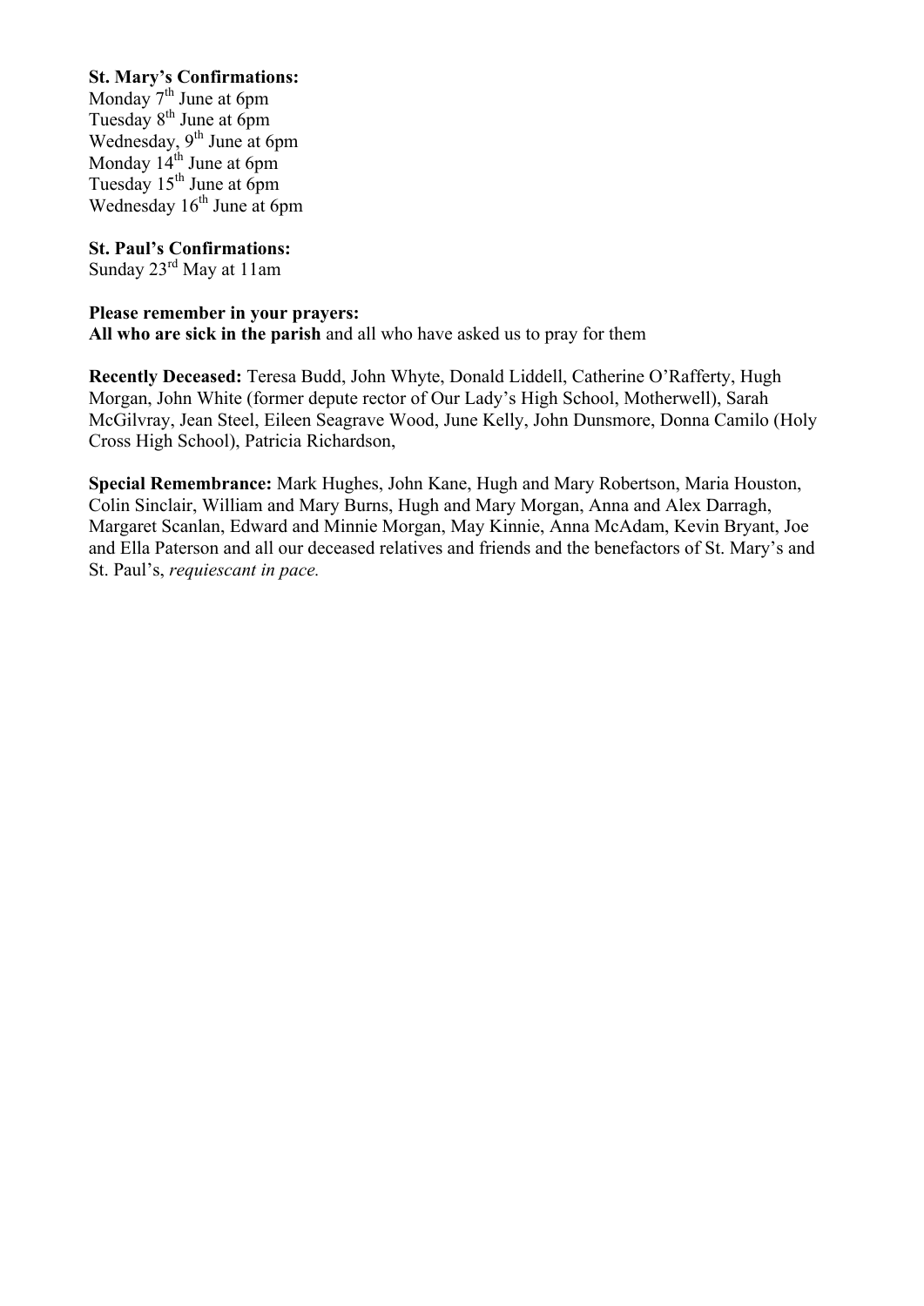**St. Mary's Confirmations:**
Monday 7th June at 6pm
Tuesday 8th June at 6pm
Wednesday, 9th June at 6pm
Monday 14th June at 6pm
Tuesday 15th June at 6pm
Wednesday 16th June at 6pm

**St. Paul's Confirmations:**
Sunday 23rd May at 11am

**Please remember in your prayers:**
**All who are sick in the parish** and all who have asked us to pray for them

**Recently Deceased:** Teresa Budd, John Whyte, Donald Liddell, Catherine O'Rafferty, Hugh Morgan, John White (former depute rector of Our Lady's High School, Motherwell), Sarah McGilvray, Jean Steel, Eileen Seagrave Wood, June Kelly, John Dunsmore, Donna Camilo (Holy Cross High School), Patricia Richardson,

**Special Remembrance:** Mark Hughes, John Kane, Hugh and Mary Robertson, Maria Houston, Colin Sinclair, William and Mary Burns, Hugh and Mary Morgan, Anna and Alex Darragh, Margaret Scanlan, Edward and Minnie Morgan, May Kinnie, Anna McAdam, Kevin Bryant, Joe and Ella Paterson and all our deceased relatives and friends and the benefactors of St. Mary's and St. Paul's, *requiescant in pace.*